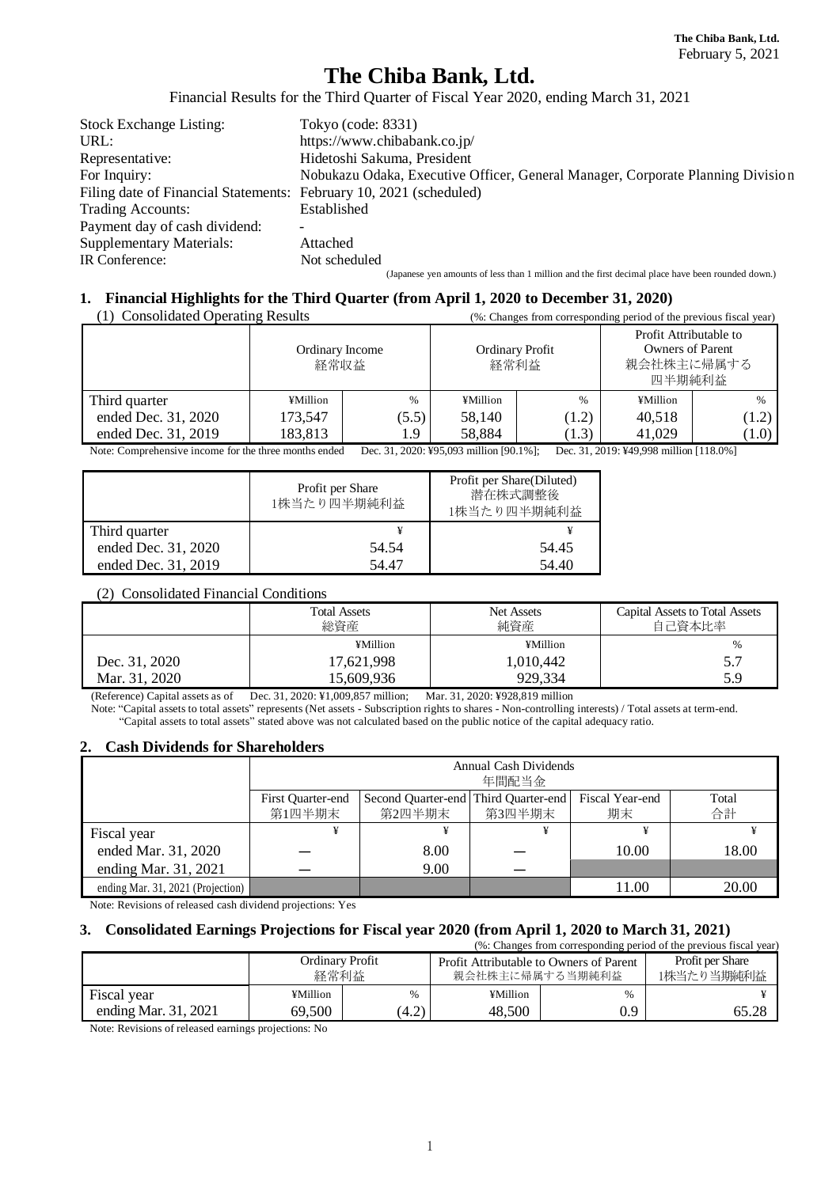The Chiba Bank, Ltd.
February 5, 2021

# The Chiba Bank, Ltd.

Financial Results for the Third Quarter of Fiscal Year 2020, ending March 31, 2021

| | |
|---|---|
| Stock Exchange Listing: | Tokyo (code: 8331) |
| URL: | https://www.chibabank.co.jp/ |
| Representative: | Hidetoshi Sakuma, President |
| For Inquiry: | Nobukazu Odaka, Executive Officer, General Manager, Corporate Planning Division |
| Filing date of Financial Statements: | February 10, 2021 (scheduled) |
| Trading Accounts: | Established |
| Payment day of cash dividend: | - |
| Supplementary Materials: | Attached |
| IR Conference: | Not scheduled |

(Japanese yen amounts of less than 1 million and the first decimal place have been rounded down.)

## 1. Financial Highlights for the Third Quarter (from April 1, 2020 to December 31, 2020)

(1) Consolidated Operating Results (%: Changes from corresponding period of the previous fiscal year)

| | Ordinary Income 経常収益 | | Ordinary Profit 経常利益 | | Profit Attributable to Owners of Parent 親会社株主に帰属する四半期純利益 | |
|---|---|---|---|---|---|---|
| Third quarter | ¥Million | % | ¥Million | % | ¥Million | % |
| ended Dec. 31, 2020 | 173,547 | (5.5) | 58,140 | (1.2) | 40,518 | (1.2) |
| ended Dec. 31, 2019 | 183,813 | 1.9 | 58,884 | (1.3) | 41,029 | (1.0) |

Note: Comprehensive income for the three months ended Dec. 31, 2020: ¥95,093 million [90.1%]; Dec. 31, 2019: ¥49,998 million [118.0%]

| | Profit per Share 1株当たり四半期純利益 | Profit per Share(Diluted) 潜在株式調整後 1株当たり四半期純利益 |
|---|---|---|
| Third quarter | ¥ | ¥ |
| ended Dec. 31, 2020 | 54.54 | 54.45 |
| ended Dec. 31, 2019 | 54.47 | 54.40 |

(2) Consolidated Financial Conditions

| | Total Assets 総資産 | Net Assets 純資産 | Capital Assets to Total Assets 自己資本比率 |
|---|---|---|---|
| | ¥Million | ¥Million | % |
| Dec. 31, 2020 | 17,621,998 | 1,010,442 | 5.7 |
| Mar. 31, 2020 | 15,609,936 | 929,334 | 5.9 |

(Reference) Capital assets as of Dec. 31, 2020: ¥1,009,857 million; Mar. 31, 2020: ¥928,819 million

Note: "Capital assets to total assets" represents (Net assets - Subscription rights to shares - Non-controlling interests) / Total assets at term-end.
"Capital assets to total assets" stated above was not calculated based on the public notice of the capital adequacy ratio.

## 2. Cash Dividends for Shareholders

| | Annual Cash Dividends 年間配当金 | | | | |
|---|---|---|---|---|---|
| | First Quarter-end 第1四半期末 | Second Quarter-end 第2四半期末 | Third Quarter-end 第3四半期末 | Fiscal Year-end 期末 | Total 合計 |
| Fiscal year | ¥ | ¥ | ¥ | ¥ | ¥ |
| ended Mar. 31, 2020 | ― | 8.00 | ― | 10.00 | 18.00 |
| ending Mar. 31, 2021 | ― | 9.00 | ― | | |
| ending Mar. 31, 2021 (Projection) | | | | 11.00 | 20.00 |

Note: Revisions of released cash dividend projections: Yes

## 3. Consolidated Earnings Projections for Fiscal year 2020 (from April 1, 2020 to March 31, 2021)

(%: Changes from corresponding period of the previous fiscal year)

| | Ordinary Profit 経常利益 | | Profit Attributable to Owners of Parent 親会社株主に帰属する当期純利益 | | Profit per Share 1株当たり当期純利益 |
|---|---|---|---|---|---|
| Fiscal year | ¥Million | % | ¥Million | % | ¥ |
| ending Mar. 31, 2021 | 69,500 | (4.2) | 48,500 | 0.9 | 65.28 |

Note: Revisions of released earnings projections: No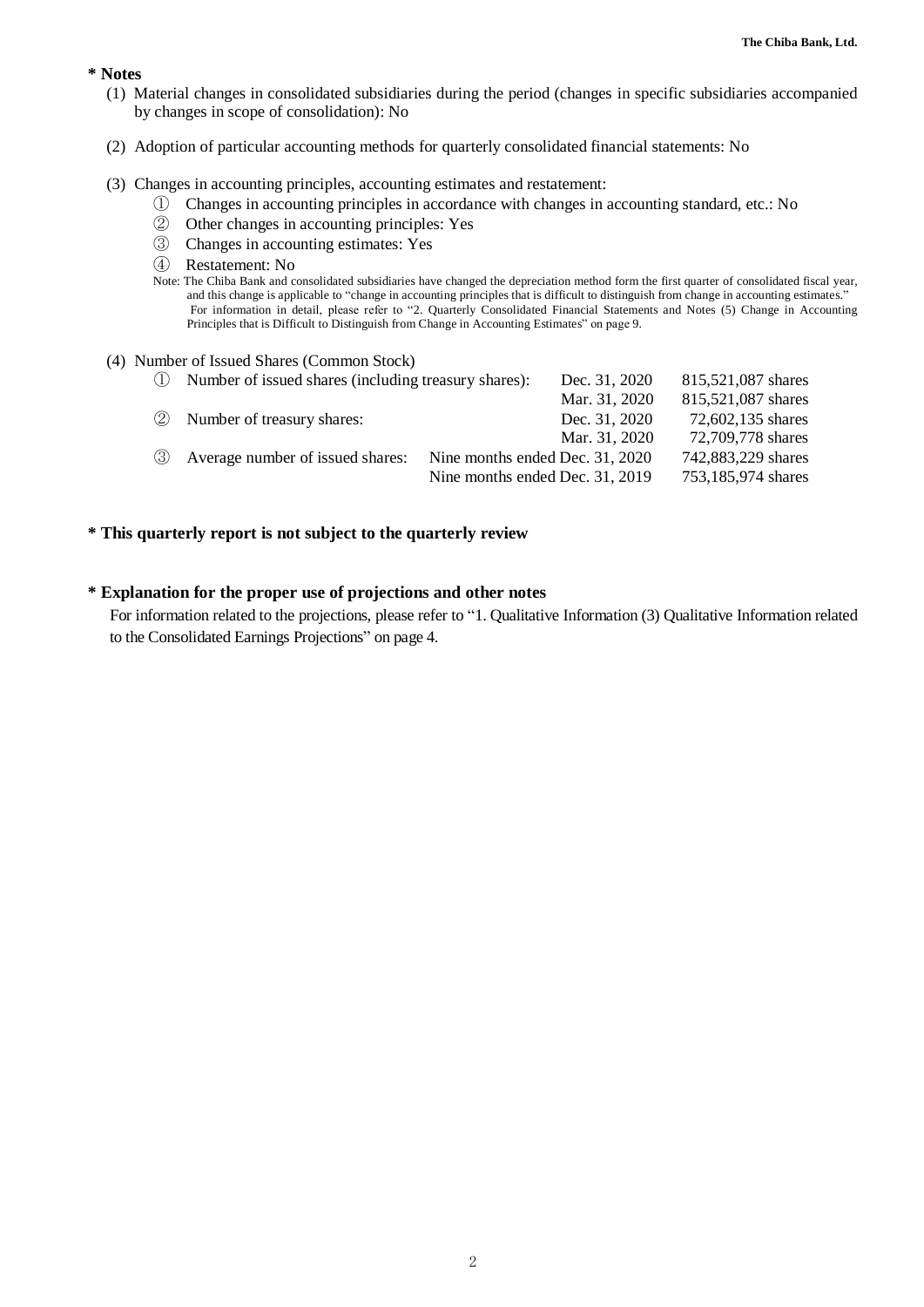**\* Notes**

(1) Material changes in consolidated subsidiaries during the period (changes in specific subsidiaries accompanied by changes in scope of consolidation): No

(2) Adoption of particular accounting methods for quarterly consolidated financial statements: No

(3) Changes in accounting principles, accounting estimates and restatement:

① Changes in accounting principles in accordance with changes in accounting standard, etc.: No
② Other changes in accounting principles: Yes
③ Changes in accounting estimates: Yes
④ Restatement: No

Note: The Chiba Bank and consolidated subsidiaries have changed the depreciation method form the first quarter of consolidated fiscal year, and this change is applicable to "change in accounting principles that is difficult to distinguish from change in accounting estimates." For information in detail, please refer to "2. Quarterly Consolidated Financial Statements and Notes (5) Change in Accounting Principles that is Difficult to Distinguish from Change in Accounting Estimates" on page 9.

(4) Number of Issued Shares (Common Stock)

| | | | |
|---|---|---|---|
| ① | Number of issued shares (including treasury shares): | Dec. 31, 2020 | 815,521,087 shares |
| | | Mar. 31, 2020 | 815,521,087 shares |
| ② | Number of treasury shares: | Dec. 31, 2020 | 72,602,135 shares |
| | | Mar. 31, 2020 | 72,709,778 shares |
| ③ | Average number of issued shares: | Nine months ended Dec. 31, 2020 | 742,883,229 shares |
| | | Nine months ended Dec. 31, 2019 | 753,185,974 shares |

**\* This quarterly report is not subject to the quarterly review**

**\* Explanation for the proper use of projections and other notes**

For information related to the projections, please refer to "1. Qualitative Information (3) Qualitative Information related to the Consolidated Earnings Projections" on page 4.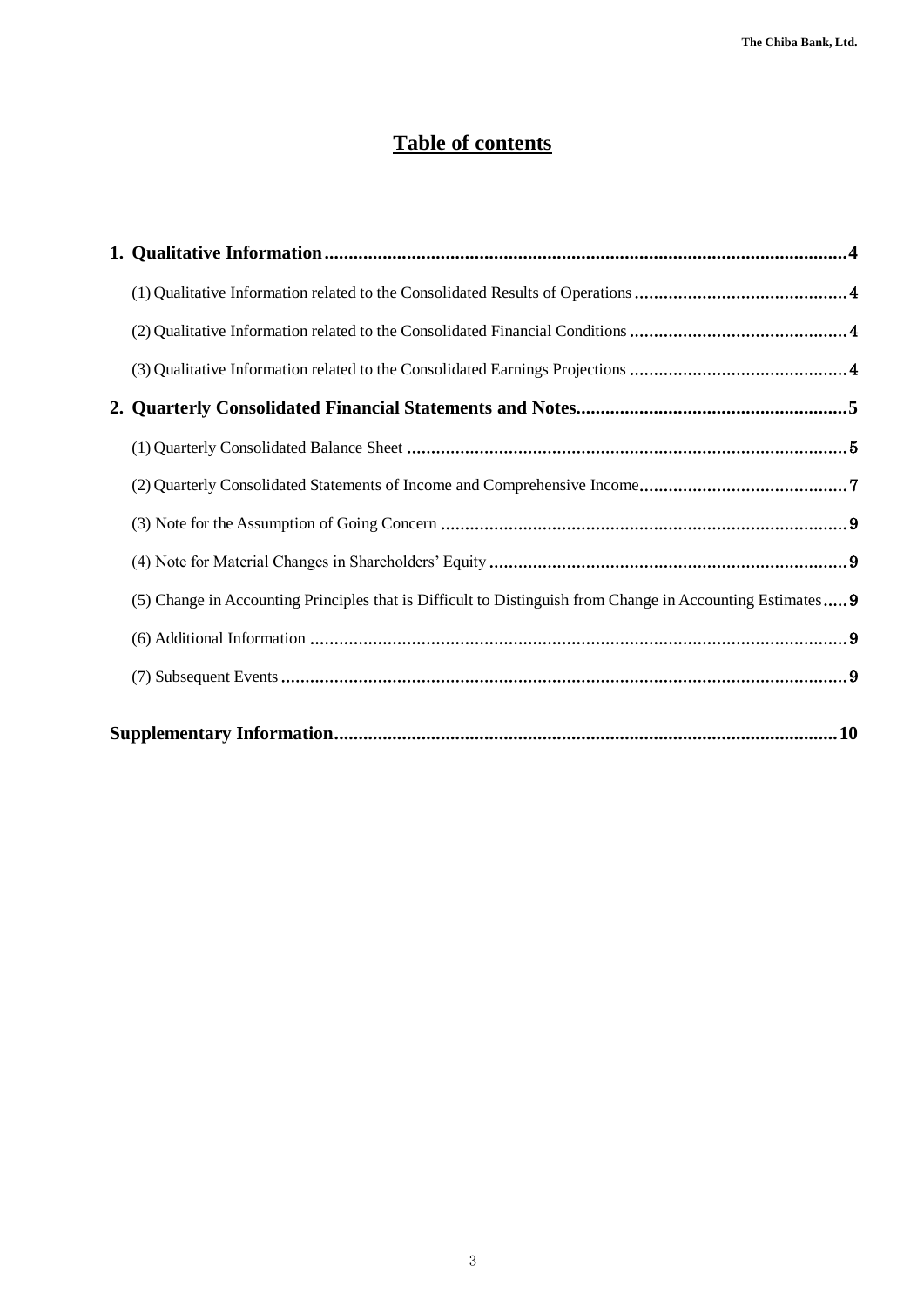# Table of contents

**1. Qualitative Information....4**

(1) Qualitative Information related to the Consolidated Results of Operations....4

(2) Qualitative Information related to the Consolidated Financial Conditions....4

(3) Qualitative Information related to the Consolidated Earnings Projections....4

**2. Quarterly Consolidated Financial Statements and Notes....5**

(1) Quarterly Consolidated Balance Sheet....5

(2) Quarterly Consolidated Statements of Income and Comprehensive Income....7

(3) Note for the Assumption of Going Concern....9

(4) Note for Material Changes in Shareholders' Equity....9

(5) Change in Accounting Principles that is Difficult to Distinguish from Change in Accounting Estimates....9

(6) Additional Information....9

(7) Subsequent Events....9

**Supplementary Information....10**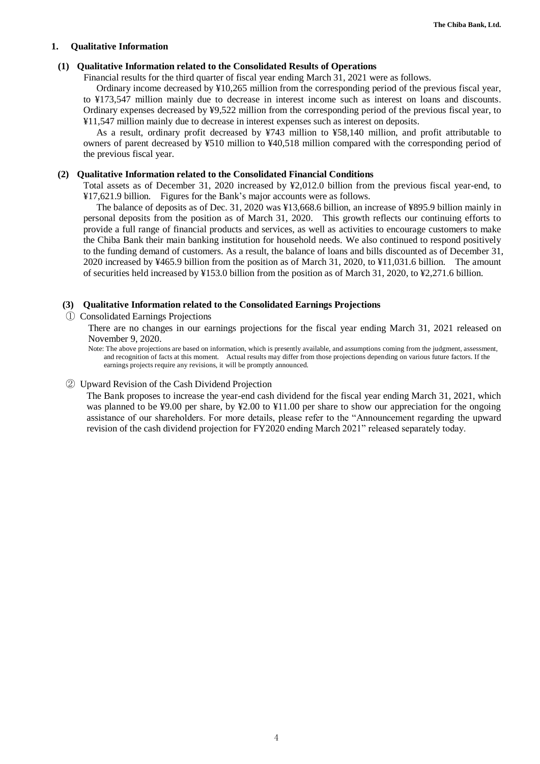## 1. Qualitative Information

### (1) Qualitative Information related to the Consolidated Results of Operations

Financial results for the third quarter of fiscal year ending March 31, 2021 were as follows.

Ordinary income decreased by ¥10,265 million from the corresponding period of the previous fiscal year, to ¥173,547 million mainly due to decrease in interest income such as interest on loans and discounts. Ordinary expenses decreased by ¥9,522 million from the corresponding period of the previous fiscal year, to ¥11,547 million mainly due to decrease in interest expenses such as interest on deposits.

As a result, ordinary profit decreased by ¥743 million to ¥58,140 million, and profit attributable to owners of parent decreased by ¥510 million to ¥40,518 million compared with the corresponding period of the previous fiscal year.

### (2) Qualitative Information related to the Consolidated Financial Conditions

Total assets as of December 31, 2020 increased by ¥2,012.0 billion from the previous fiscal year-end, to ¥17,621.9 billion. Figures for the Bank's major accounts were as follows.

The balance of deposits as of Dec. 31, 2020 was ¥13,668.6 billion, an increase of ¥895.9 billion mainly in personal deposits from the position as of March 31, 2020. This growth reflects our continuing efforts to provide a full range of financial products and services, as well as activities to encourage customers to make the Chiba Bank their main banking institution for household needs. We also continued to respond positively to the funding demand of customers. As a result, the balance of loans and bills discounted as of December 31, 2020 increased by ¥465.9 billion from the position as of March 31, 2020, to ¥11,031.6 billion. The amount of securities held increased by ¥153.0 billion from the position as of March 31, 2020, to ¥2,271.6 billion.

### (3) Qualitative Information related to the Consolidated Earnings Projections

① Consolidated Earnings Projections

There are no changes in our earnings projections for the fiscal year ending March 31, 2021 released on November 9, 2020.

Note: The above projections are based on information, which is presently available, and assumptions coming from the judgment, assessment, and recognition of facts at this moment. Actual results may differ from those projections depending on various future factors. If the earnings projects require any revisions, it will be promptly announced.

② Upward Revision of the Cash Dividend Projection

The Bank proposes to increase the year-end cash dividend for the fiscal year ending March 31, 2021, which was planned to be ¥9.00 per share, by ¥2.00 to ¥11.00 per share to show our appreciation for the ongoing assistance of our shareholders. For more details, please refer to the "Announcement regarding the upward revision of the cash dividend projection for FY2020 ending March 2021" released separately today.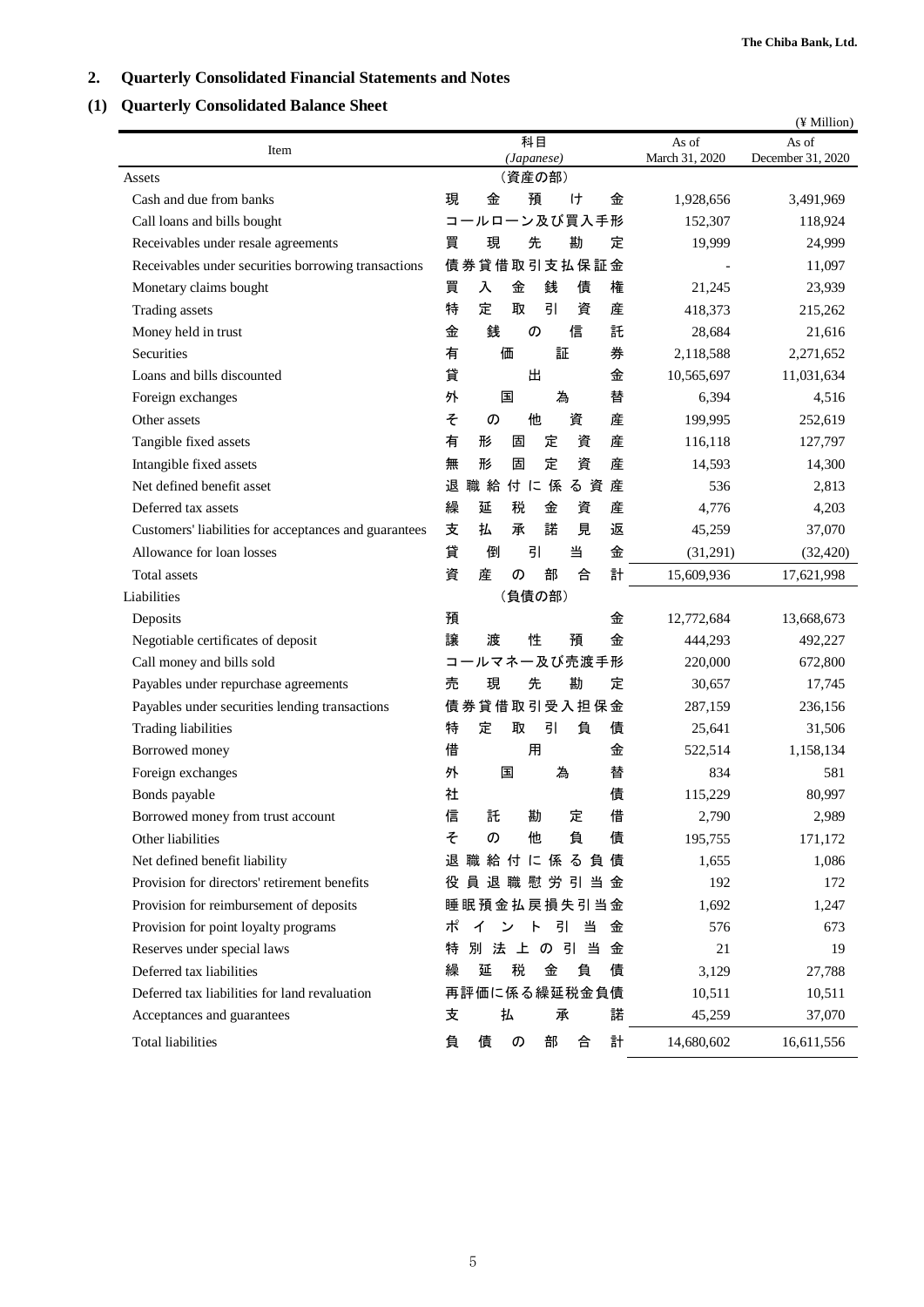## 2. Quarterly Consolidated Financial Statements and Notes

### (1) Quarterly Consolidated Balance Sheet

(¥ Million)

| Item | 科目 (*Japanese*) | As of March 31, 2020 | As of December 31, 2020 |
|---|---|---|---|
| Assets | (資産の部) | | |
| Cash and due from banks | 現金預け金 | 1,928,656 | 3,491,969 |
| Call loans and bills bought | コールローン及び買入手形 | 152,307 | 118,924 |
| Receivables under resale agreements | 買現先勘定 | 19,999 | 24,999 |
| Receivables under securities borrowing transactions | 債券貸借取引支払保証金 | - | 11,097 |
| Monetary claims bought | 買入金銭債権 | 21,245 | 23,939 |
| Trading assets | 特定取引資産 | 418,373 | 215,262 |
| Money held in trust | 金銭の信託 | 28,684 | 21,616 |
| Securities | 有価証券 | 2,118,588 | 2,271,652 |
| Loans and bills discounted | 貸出金 | 10,565,697 | 11,031,634 |
| Foreign exchanges | 外国為替 | 6,394 | 4,516 |
| Other assets | その他資産 | 199,995 | 252,619 |
| Tangible fixed assets | 有形固定資産 | 116,118 | 127,797 |
| Intangible fixed assets | 無形固定資産 | 14,593 | 14,300 |
| Net defined benefit asset | 退職給付に係る資産 | 536 | 2,813 |
| Deferred tax assets | 繰延税金資産 | 4,776 | 4,203 |
| Customers' liabilities for acceptances and guarantees | 支払承諾見返 | 45,259 | 37,070 |
| Allowance for loan losses | 貸倒引当金 | (31,291) | (32,420) |
| Total assets | 資産の部合計 | 15,609,936 | 17,621,998 |
| Liabilities | (負債の部) | | |
| Deposits | 預金 | 12,772,684 | 13,668,673 |
| Negotiable certificates of deposit | 譲渡性預金 | 444,293 | 492,227 |
| Call money and bills sold | コールマネー及び売渡手形 | 220,000 | 672,800 |
| Payables under repurchase agreements | 売現先勘定 | 30,657 | 17,745 |
| Payables under securities lending transactions | 債券貸借取引受入担保金 | 287,159 | 236,156 |
| Trading liabilities | 特定取引負債 | 25,641 | 31,506 |
| Borrowed money | 借用金 | 522,514 | 1,158,134 |
| Foreign exchanges | 外国為替 | 834 | 581 |
| Bonds payable | 社債 | 115,229 | 80,997 |
| Borrowed money from trust account | 信託勘定借 | 2,790 | 2,989 |
| Other liabilities | その他負債 | 195,755 | 171,172 |
| Net defined benefit liability | 退職給付に係る負債 | 1,655 | 1,086 |
| Provision for directors' retirement benefits | 役員退職慰労引当金 | 192 | 172 |
| Provision for reimbursement of deposits | 睡眠預金払戻損失引当金 | 1,692 | 1,247 |
| Provision for point loyalty programs | ポイント引当金 | 576 | 673 |
| Reserves under special laws | 特別法上の引当金 | 21 | 19 |
| Deferred tax liabilities | 繰延税金負債 | 3,129 | 27,788 |
| Deferred tax liabilities for land revaluation | 再評価に係る繰延税金負債 | 10,511 | 10,511 |
| Acceptances and guarantees | 支払承諾 | 45,259 | 37,070 |
| Total liabilities | 負債の部合計 | 14,680,602 | 16,611,556 |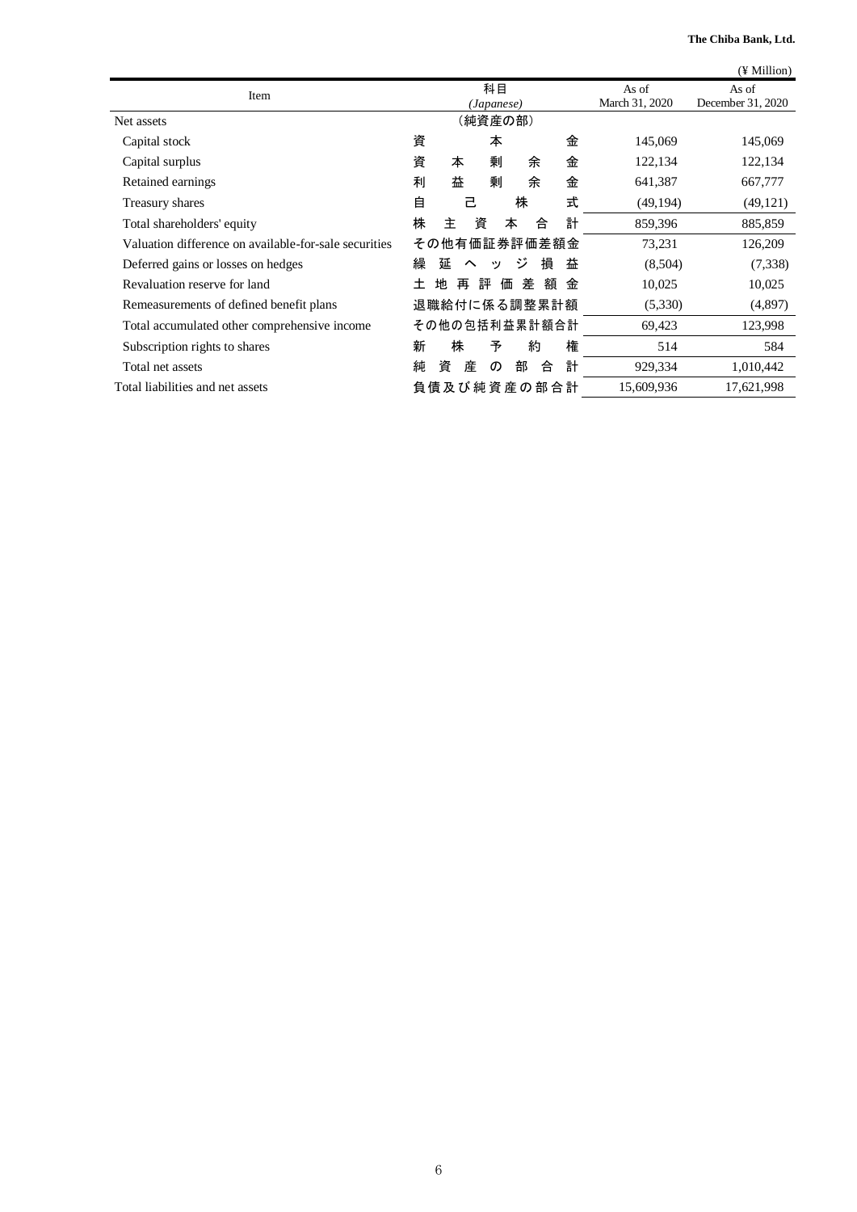(¥ Million)

| Item | 科目 (*Japanese*) | As of March 31, 2020 | As of December 31, 2020 |
|---|---|---|---|
| Net assets | （純資産の部） | | |
| Capital stock | 資本金 | 145,069 | 145,069 |
| Capital surplus | 資本剰余金 | 122,134 | 122,134 |
| Retained earnings | 利益剰余金 | 641,387 | 667,777 |
| Treasury shares | 自己株式 | (49,194) | (49,121) |
| Total shareholders' equity | 株主資本合計 | 859,396 | 885,859 |
| Valuation difference on available-for-sale securities | その他有価証券評価差額金 | 73,231 | 126,209 |
| Deferred gains or losses on hedges | 繰延ヘッジ損益 | (8,504) | (7,338) |
| Revaluation reserve for land | 土地再評価差額金 | 10,025 | 10,025 |
| Remeasurements of defined benefit plans | 退職給付に係る調整累計額 | (5,330) | (4,897) |
| Total accumulated other comprehensive income | その他の包括利益累計額合計 | 69,423 | 123,998 |
| Subscription rights to shares | 新株予約権 | 514 | 584 |
| Total net assets | 純資産の部合計 | 929,334 | 1,010,442 |
| Total liabilities and net assets | 負債及び純資産の部合計 | 15,609,936 | 17,621,998 |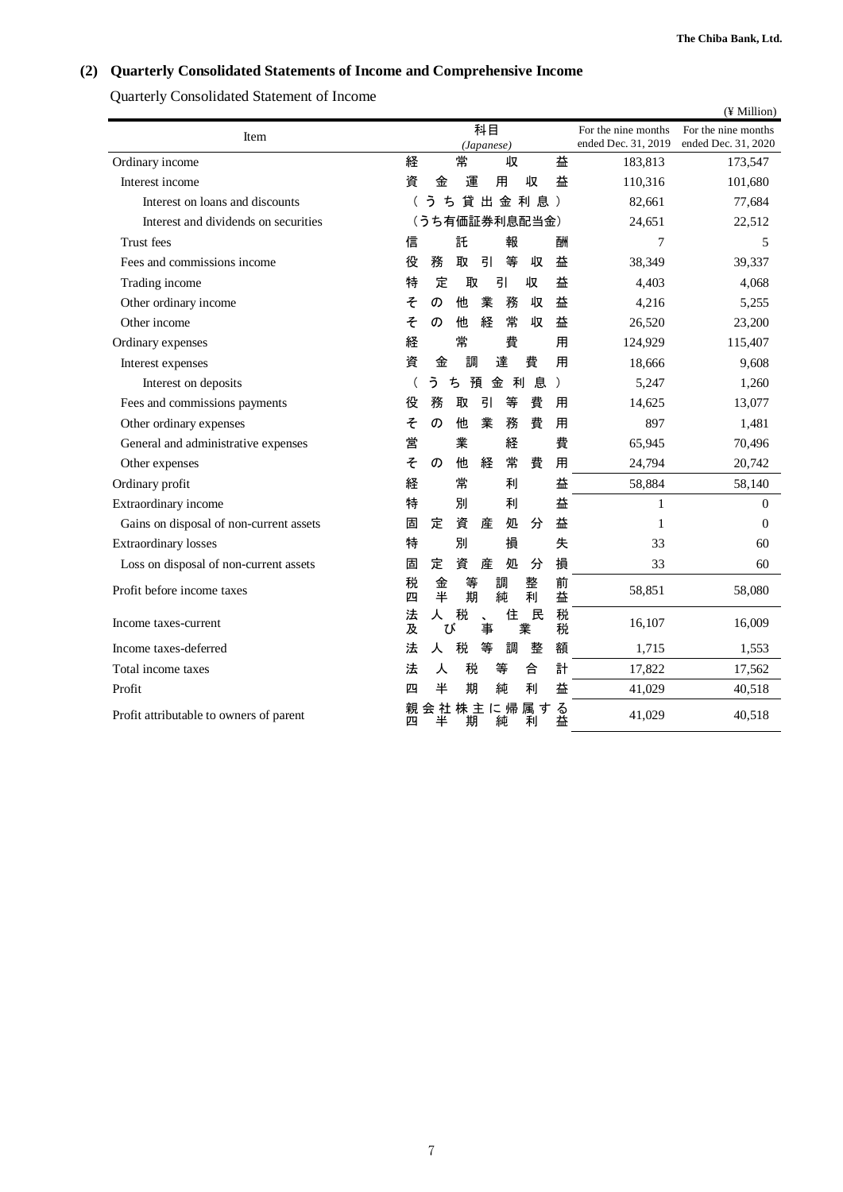## (2) Quarterly Consolidated Statements of Income and Comprehensive Income

Quarterly Consolidated Statement of Income

(¥ Million)

| Item | 科目 (Japanese) | For the nine months ended Dec. 31, 2019 | For the nine months ended Dec. 31, 2020 |
|---|---|---|---|
| Ordinary income | 経常収益 | 183,813 | 173,547 |
| Interest income | 資金運用収益 | 110,316 | 101,680 |
| Interest on loans and discounts | （うち貸出金利息） | 82,661 | 77,684 |
| Interest and dividends on securities | （うち有価証券利息配当金） | 24,651 | 22,512 |
| Trust fees | 信託報酬 | 7 | 5 |
| Fees and commissions income | 役務取引等収益 | 38,349 | 39,337 |
| Trading income | 特定取引収益 | 4,403 | 4,068 |
| Other ordinary income | その他業務収益 | 4,216 | 5,255 |
| Other income | その他経常収益 | 26,520 | 23,200 |
| Ordinary expenses | 経常費用 | 124,929 | 115,407 |
| Interest expenses | 資金調達費用 | 18,666 | 9,608 |
| Interest on deposits | （うち預金利息） | 5,247 | 1,260 |
| Fees and commissions payments | 役務取引等費用 | 14,625 | 13,077 |
| Other ordinary expenses | その他業務費用 | 897 | 1,481 |
| General and administrative expenses | 営業経費 | 65,945 | 70,496 |
| Other expenses | その他経常費用 | 24,794 | 20,742 |
| Ordinary profit | 経常利益 | 58,884 | 58,140 |
| Extraordinary income | 特別利益 | 1 | 0 |
| Gains on disposal of non-current assets | 固定資産処分益 | 1 | 0 |
| Extraordinary losses | 特別損失 | 33 | 60 |
| Loss on disposal of non-current assets | 固定資産処分損 | 33 | 60 |
| Profit before income taxes | 税金等調整前四半期純利益 | 58,851 | 58,080 |
| Income taxes-current | 法人税、住民税及び事業税 | 16,107 | 16,009 |
| Income taxes-deferred | 法人税等調整額 | 1,715 | 1,553 |
| Total income taxes | 法人税等合計 | 17,822 | 17,562 |
| Profit | 四半期純利益 | 41,029 | 40,518 |
| Profit attributable to owners of parent | 親会社株主に帰属する四半期純利益 | 41,029 | 40,518 |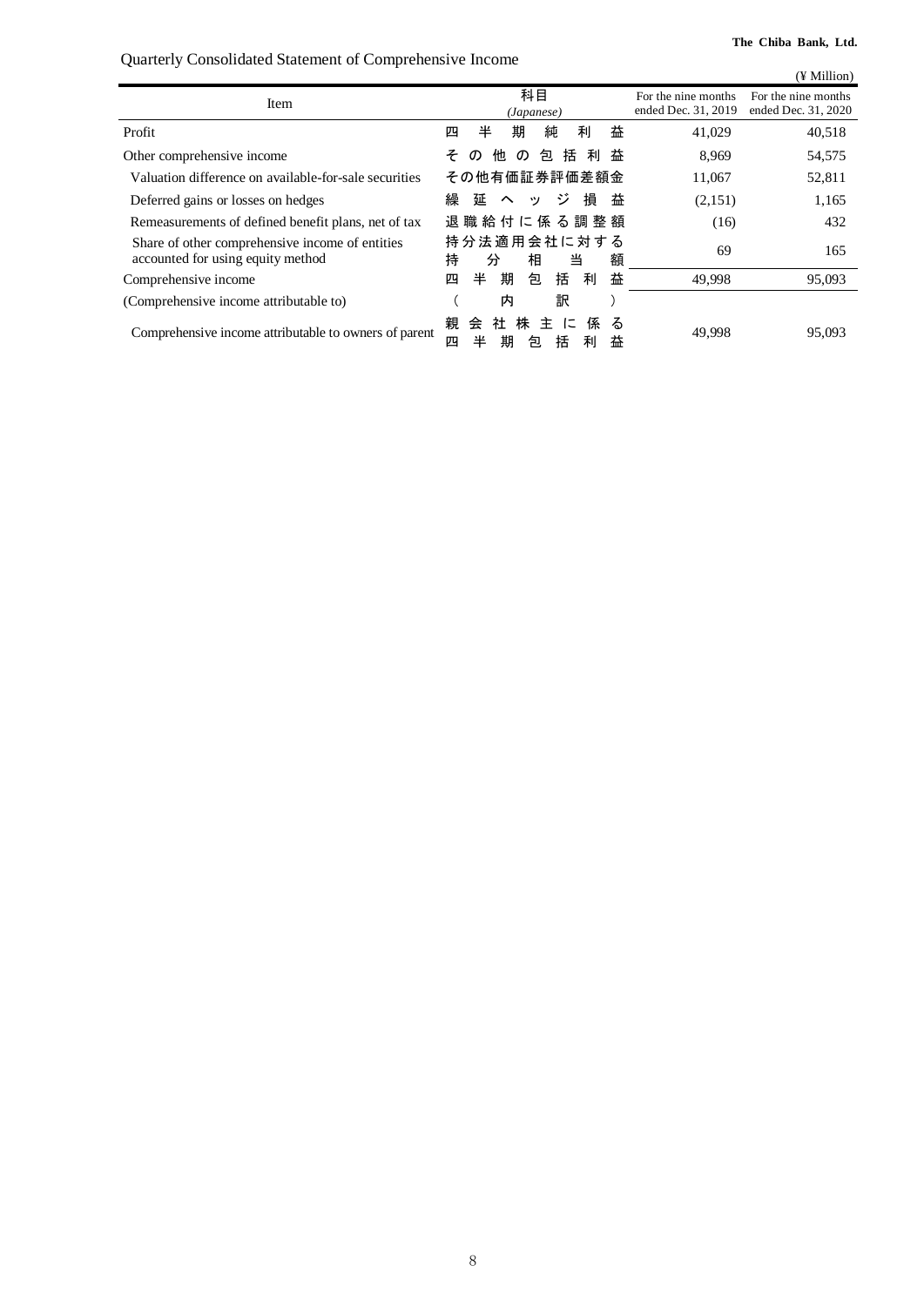## Quarterly Consolidated Statement of Comprehensive Income

(¥ Million)

| Item | 科目 *(Japanese)* | For the nine months ended Dec. 31, 2019 | For the nine months ended Dec. 31, 2020 |
|---|---|---|---|
| Profit | 四半期純利益 | 41,029 | 40,518 |
| Other comprehensive income | その他の包括利益 | 8,969 | 54,575 |
| Valuation difference on available-for-sale securities | その他有価証券評価差額金 | 11,067 | 52,811 |
| Deferred gains or losses on hedges | 繰延ヘッジ損益 | (2,151) | 1,165 |
| Remeasurements of defined benefit plans, net of tax | 退職給付に係る調整額 | (16) | 432 |
| Share of other comprehensive income of entities accounted for using equity method | 持分法適用会社に対する持分相当額 | 69 | 165 |
| Comprehensive income | 四半期包括利益 | 49,998 | 95,093 |
| (Comprehensive income attributable to) | （内訳） | | |
| Comprehensive income attributable to owners of parent | 親会社株主に係る四半期包括利益 | 49,998 | 95,093 |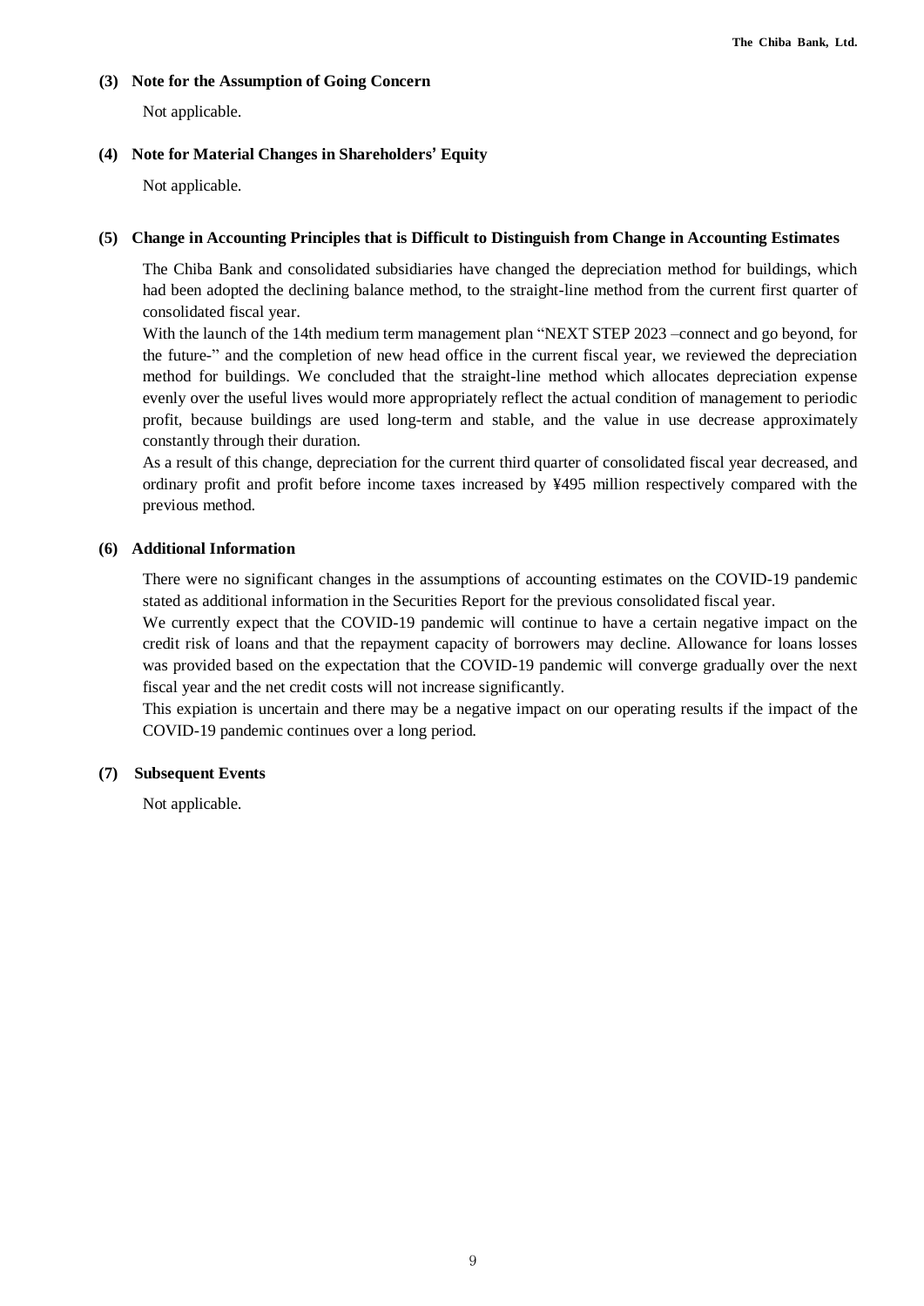### (3) Note for the Assumption of Going Concern

Not applicable.

### (4) Note for Material Changes in Shareholders' Equity

Not applicable.

### (5) Change in Accounting Principles that is Difficult to Distinguish from Change in Accounting Estimates

The Chiba Bank and consolidated subsidiaries have changed the depreciation method for buildings, which had been adopted the declining balance method, to the straight-line method from the current first quarter of consolidated fiscal year.

With the launch of the 14th medium term management plan "NEXT STEP 2023 –connect and go beyond, for the future-" and the completion of new head office in the current fiscal year, we reviewed the depreciation method for buildings. We concluded that the straight-line method which allocates depreciation expense evenly over the useful lives would more appropriately reflect the actual condition of management to periodic profit, because buildings are used long-term and stable, and the value in use decrease approximately constantly through their duration.

As a result of this change, depreciation for the current third quarter of consolidated fiscal year decreased, and ordinary profit and profit before income taxes increased by ¥495 million respectively compared with the previous method.

### (6) Additional Information

There were no significant changes in the assumptions of accounting estimates on the COVID-19 pandemic stated as additional information in the Securities Report for the previous consolidated fiscal year.

We currently expect that the COVID-19 pandemic will continue to have a certain negative impact on the credit risk of loans and that the repayment capacity of borrowers may decline. Allowance for loans losses was provided based on the expectation that the COVID-19 pandemic will converge gradually over the next fiscal year and the net credit costs will not increase significantly.

This expiation is uncertain and there may be a negative impact on our operating results if the impact of the COVID-19 pandemic continues over a long period.

### (7) Subsequent Events

Not applicable.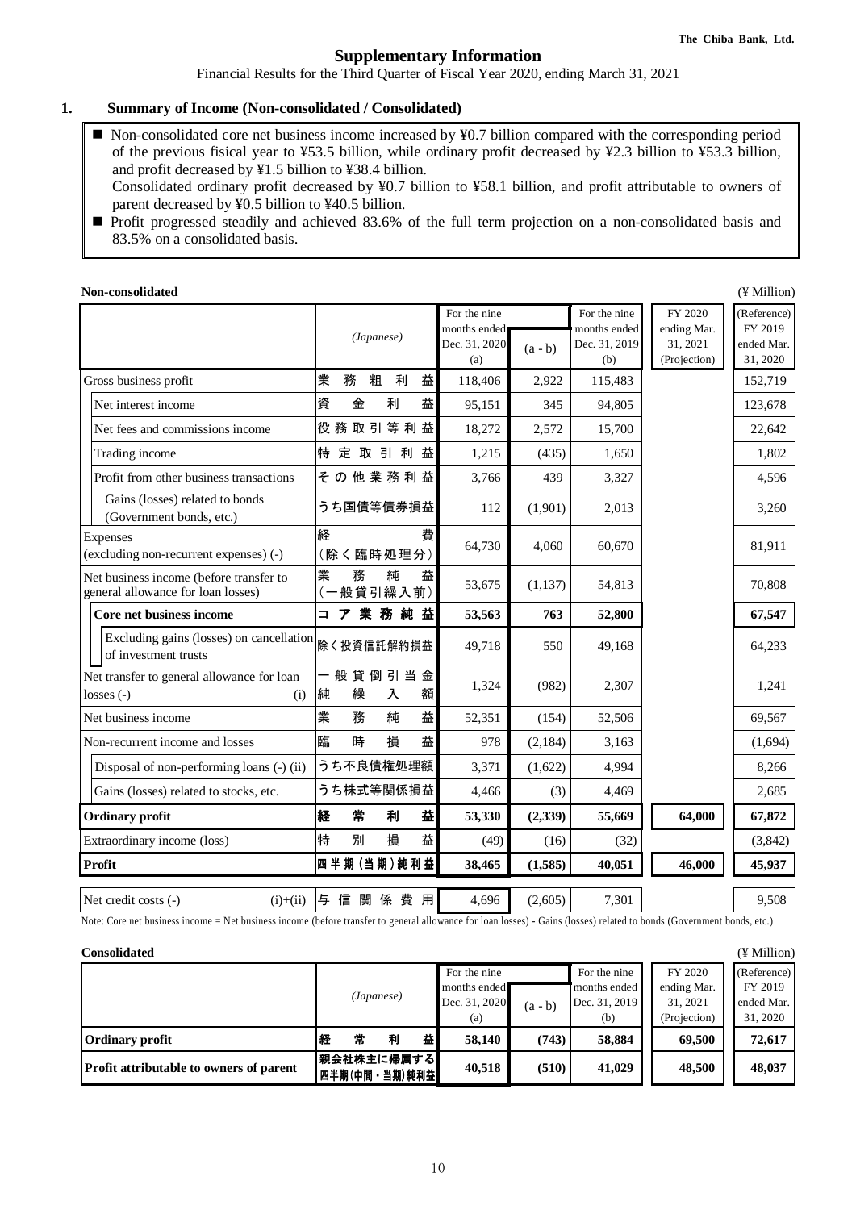The Chiba Bank, Ltd.

# Supplementary Information

Financial Results for the Third Quarter of Fiscal Year 2020, ending March 31, 2021

## 1. Summary of Income (Non-consolidated / Consolidated)

- Non-consolidated core net business income increased by ¥0.7 billion compared with the corresponding period of the previous fisical year to ¥53.5 billion, while ordinary profit decreased by ¥2.3 billion to ¥53.3 billion, and profit decreased by ¥1.5 billion to ¥38.4 billion.
  Consolidated ordinary profit decreased by ¥0.7 billion to ¥58.1 billion, and profit attributable to owners of parent decreased by ¥0.5 billion to ¥40.5 billion.
- Profit progressed steadily and achieved 83.6% of the full term projection on a non-consolidated basis and 83.5% on a consolidated basis.

**Non-consolidated** (¥ Million)

| | *(Japanese)* | For the nine months ended Dec. 31, 2020 (a) | (a - b) | For the nine months ended Dec. 31, 2019 (b) | FY 2020 ending Mar. 31, 2021 (Projection) | (Reference) FY 2019 ended Mar. 31, 2020 |
|---|---|---|---|---|---|---|
| Gross business profit | 業務粗利益 | 118,406 | 2,922 | 115,483 | | 152,719 |
| Net interest income | 資金利益 | 95,151 | 345 | 94,805 | | 123,678 |
| Net fees and commissions income | 役務取引等利益 | 18,272 | 2,572 | 15,700 | | 22,642 |
| Trading income | 特定取引利益 | 1,215 | (435) | 1,650 | | 1,802 |
| Profit from other business transactions | その他業務利益 | 3,766 | 439 | 3,327 | | 4,596 |
| Gains (losses) related to bonds (Government bonds, etc.) | うち国債等債券損益 | 112 | (1,901) | 2,013 | | 3,260 |
| Expenses (excluding non-recurrent expenses) (-) | 経費（除く臨時処理分） | 64,730 | 4,060 | 60,670 | | 81,911 |
| Net business income (before transfer to general allowance for loan losses) | 業務純益（一般貸引繰入前） | 53,675 | (1,137) | 54,813 | | 70,808 |
| **Core net business income** | **コア業務純益** | **53,563** | **763** | **52,800** | | **67,547** |
| Excluding gains (losses) on cancellation of investment trusts | 除く投資信託解約損益 | 49,718 | 550 | 49,168 | | 64,233 |
| Net transfer to general allowance for loan losses (-) (i) | 一般貸倒引当金純繰入額 | 1,324 | (982) | 2,307 | | 1,241 |
| Net business income | 業務純益 | 52,351 | (154) | 52,506 | | 69,567 |
| Non-recurrent income and losses | 臨時損益 | 978 | (2,184) | 3,163 | | (1,694) |
| Disposal of non-performing loans (-) (ii) | うち不良債権処理額 | 3,371 | (1,622) | 4,994 | | 8,266 |
| Gains (losses) related to stocks, etc. | うち株式等関係損益 | 4,466 | (3) | 4,469 | | 2,685 |
| **Ordinary profit** | **経常利益** | **53,330** | **(2,339)** | **55,669** | **64,000** | **67,872** |
| Extraordinary income (loss) | 特別損益 | (49) | (16) | (32) | | (3,842) |
| **Profit** | **四半期（当期）純利益** | **38,465** | **(1,585)** | **40,051** | **46,000** | **45,937** |
| Net credit costs (-) (i)+(ii) | 与信関係費用 | 4,696 | (2,605) | 7,301 | | 9,508 |

Note: Core net business income = Net business income (before transfer to general allowance for loan losses) - Gains (losses) related to bonds (Government bonds, etc.)

**Consolidated** (¥ Million)

| | *(Japanese)* | For the nine months ended Dec. 31, 2020 (a) | (a - b) | For the nine months ended Dec. 31, 2019 (b) | FY 2020 ending Mar. 31, 2021 (Projection) | (Reference) FY 2019 ended Mar. 31, 2020 |
|---|---|---|---|---|---|---|
| **Ordinary profit** | **経常利益** | **58,140** | **(743)** | **58,884** | **69,500** | **72,617** |
| **Profit attributable to owners of parent** | **親会社株主に帰属する四半期(中間・当期)純利益** | **40,518** | **(510)** | **41,029** | **48,500** | **48,037** |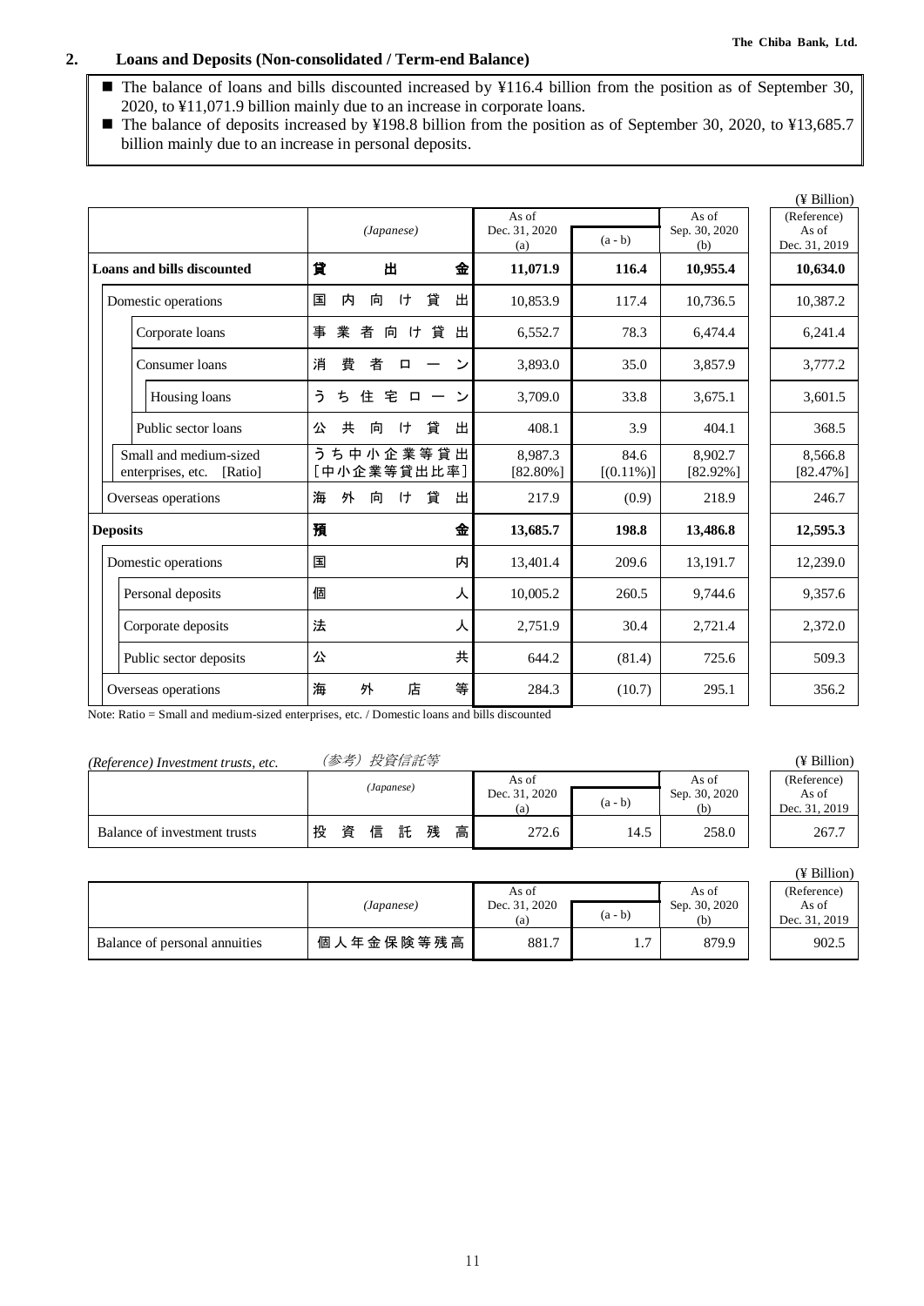## 2. Loans and Deposits (Non-consolidated / Term-end Balance)

- The balance of loans and bills discounted increased by ¥116.4 billion from the position as of September 30, 2020, to ¥11,071.9 billion mainly due to an increase in corporate loans.
- The balance of deposits increased by ¥198.8 billion from the position as of September 30, 2020, to ¥13,685.7 billion mainly due to an increase in personal deposits.

(¥ Billion)

| | (Japanese) | As of Dec. 31, 2020 (a) | (a - b) | As of Sep. 30, 2020 (b) | (Reference) As of Dec. 31, 2019 |
|---|---|---|---|---|---|
| **Loans and bills discounted** | 貸出金 | **11,071.9** | **116.4** | **10,955.4** | **10,634.0** |
| Domestic operations | 国内向け貸出 | 10,853.9 | 117.4 | 10,736.5 | 10,387.2 |
| Corporate loans | 事業者向け貸出 | 6,552.7 | 78.3 | 6,474.4 | 6,241.4 |
| Consumer loans | 消費者ローン | 3,893.0 | 35.0 | 3,857.9 | 3,777.2 |
| Housing loans | うち住宅ローン | 3,709.0 | 33.8 | 3,675.1 | 3,601.5 |
| Public sector loans | 公共向け貸出 | 408.1 | 3.9 | 404.1 | 368.5 |
| Small and medium-sized enterprises, etc. [Ratio] | うち中小企業等貸出 [中小企業等貸出比率] | 8,987.3 [82.80%] | 84.6 [(0.11%)] | 8,902.7 [82.92%] | 8,566.8 [82.47%] |
| Overseas operations | 海外向け貸出 | 217.9 | (0.9) | 218.9 | 246.7 |
| **Deposits** | 預金 | **13,685.7** | **198.8** | **13,486.8** | **12,595.3** |
| Domestic operations | 国内 | 13,401.4 | 209.6 | 13,191.7 | 12,239.0 |
| Personal deposits | 個人 | 10,005.2 | 260.5 | 9,744.6 | 9,357.6 |
| Corporate deposits | 法人 | 2,751.9 | 30.4 | 2,721.4 | 2,372.0 |
| Public sector deposits | 公共 | 644.2 | (81.4) | 725.6 | 509.3 |
| Overseas operations | 海外店等 | 284.3 | (10.7) | 295.1 | 356.2 |

Note: Ratio = Small and medium-sized enterprises, etc. / Domestic loans and bills discounted

*(Reference) Investment trusts, etc.* *（参考）投資信託等*

(¥ Billion)

| | (Japanese) | As of Dec. 31, 2020 (a) | (a - b) | As of Sep. 30, 2020 (b) | (Reference) As of Dec. 31, 2019 |
|---|---|---|---|---|---|
| Balance of investment trusts | 投資信託残高 | 272.6 | 14.5 | 258.0 | 267.7 |

(¥ Billion)

| | (Japanese) | As of Dec. 31, 2020 (a) | (a - b) | As of Sep. 30, 2020 (b) | (Reference) As of Dec. 31, 2019 |
|---|---|---|---|---|---|
| Balance of personal annuities | 個人年金保険等残高 | 881.7 | 1.7 | 879.9 | 902.5 |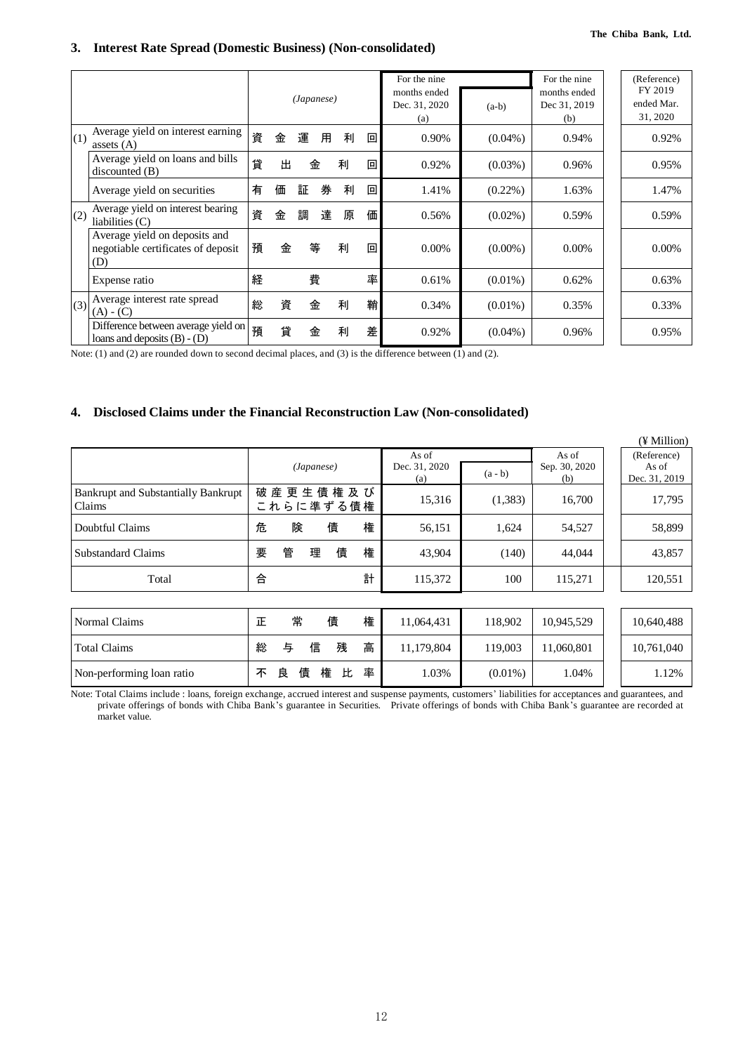## 3. Interest Rate Spread (Domestic Business) (Non-consolidated)

| | | *(Japanese)* | For the nine months ended Dec. 31, 2020 (a) | (a-b) | For the nine months ended Dec 31, 2019 (b) | (Reference) FY 2019 ended Mar. 31, 2020 |
|---|---|---|---|---|---|---|
| (1) | Average yield on interest earning assets (A) | 資金運用利回 | 0.90% | (0.04%) | 0.94% | 0.92% |
| | Average yield on loans and bills discounted (B) | 貸出金利回 | 0.92% | (0.03%) | 0.96% | 0.95% |
| | Average yield on securities | 有価証券利回 | 1.41% | (0.22%) | 1.63% | 1.47% |
| (2) | Average yield on interest bearing liabilities (C) | 資金調達原価 | 0.56% | (0.02%) | 0.59% | 0.59% |
| | Average yield on deposits and negotiable certificates of deposit (D) | 預金等利回 | 0.00% | (0.00%) | 0.00% | 0.00% |
| | Expense ratio | 経費率 | 0.61% | (0.01%) | 0.62% | 0.63% |
| (3) | Average interest rate spread (A) - (C) | 総資金利鞘 | 0.34% | (0.01%) | 0.35% | 0.33% |
| | Difference between average yield on loans and deposits (B) - (D) | 預貸金利差 | 0.92% | (0.04%) | 0.96% | 0.95% |

Note: (1) and (2) are rounded down to second decimal places, and (3) is the difference between (1) and (2).

## 4. Disclosed Claims under the Financial Reconstruction Law (Non-consolidated)

(¥ Million)

| | *(Japanese)* | As of Dec. 31, 2020 (a) | (a - b) | As of Sep. 30, 2020 (b) | (Reference) As of Dec. 31, 2019 |
|---|---|---|---|---|---|
| Bankrupt and Substantially Bankrupt Claims | 破産更生債権及びこれらに準ずる債権 | 15,316 | (1,383) | 16,700 | 17,795 |
| Doubtful Claims | 危険債権 | 56,151 | 1,624 | 54,527 | 58,899 |
| Substandard Claims | 要管理債権 | 43,904 | (140) | 44,044 | 43,857 |
| Total | 合計 | 115,372 | 100 | 115,271 | 120,551 |
| Normal Claims | 正常債権 | 11,064,431 | 118,902 | 10,945,529 | 10,640,488 |
| Total Claims | 総与信残高 | 11,179,804 | 119,003 | 11,060,801 | 10,761,040 |
| Non-performing loan ratio | 不良債権比率 | 1.03% | (0.01%) | 1.04% | 1.12% |

Note: Total Claims include : loans, foreign exchange, accrued interest and suspense payments, customers' liabilities for acceptances and guarantees, and private offerings of bonds with Chiba Bank's guarantee in Securities. Private offerings of bonds with Chiba Bank's guarantee are recorded at market value.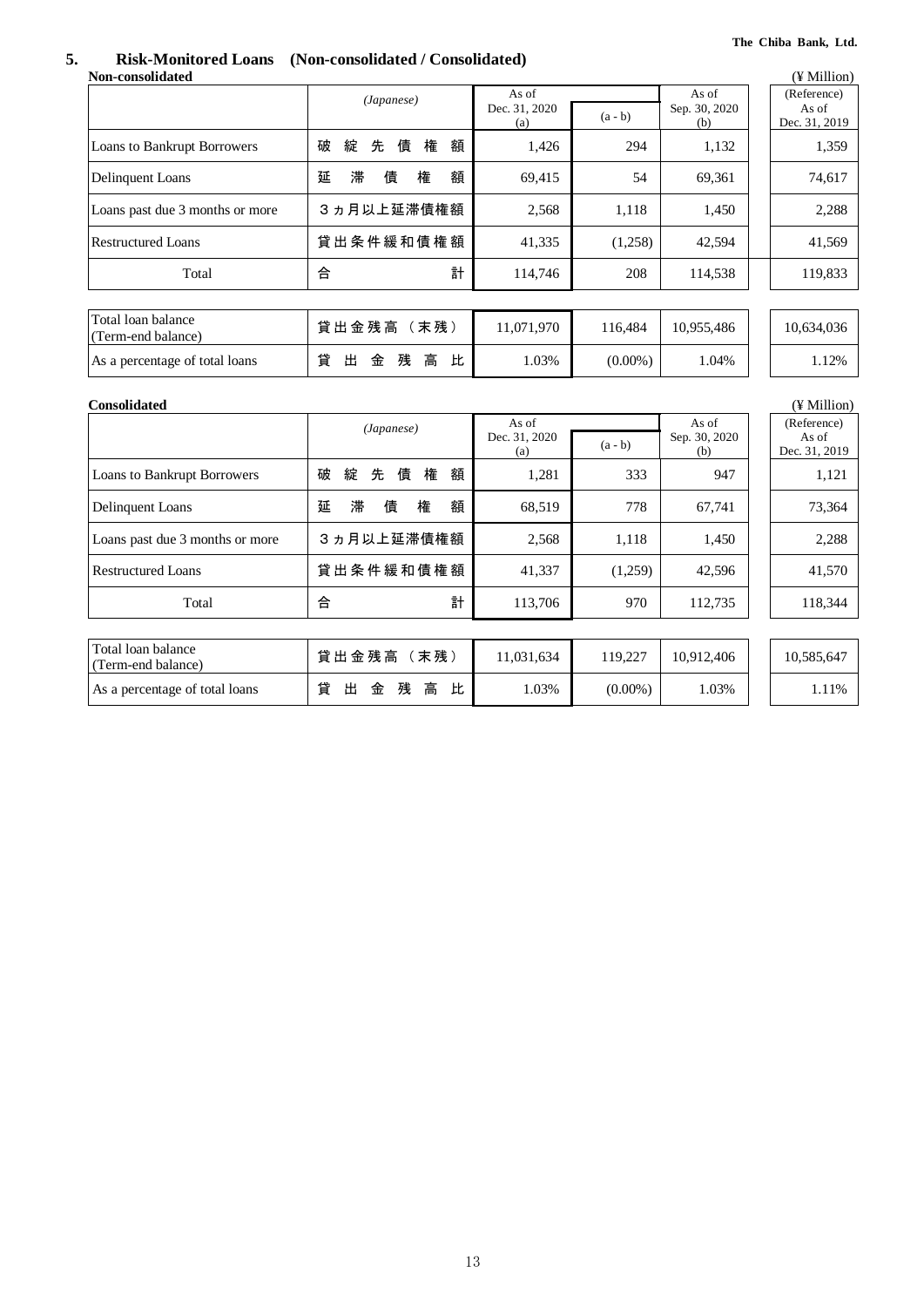## 5. Risk-Monitored Loans (Non-consolidated / Consolidated)

**Non-consolidated**

(¥ Million)

| | *(Japanese)* | As of Dec. 31, 2020 (a) | (a - b) | As of Sep. 30, 2020 (b) | (Reference) As of Dec. 31, 2019 |
|---|---|---|---|---|---|
| Loans to Bankrupt Borrowers | 破綻先債権額 | 1,426 | 294 | 1,132 | 1,359 |
| Delinquent Loans | 延滞債権額 | 69,415 | 54 | 69,361 | 74,617 |
| Loans past due 3 months or more | 3ヵ月以上延滞債権額 | 2,568 | 1,118 | 1,450 | 2,288 |
| Restructured Loans | 貸出条件緩和債権額 | 41,335 | (1,258) | 42,594 | 41,569 |
| Total | 合計 | 114,746 | 208 | 114,538 | 119,833 |
| Total loan balance (Term-end balance) | 貸出金残高（末残） | 11,071,970 | 116,484 | 10,955,486 | 10,634,036 |
| As a percentage of total loans | 貸出金残高比 | 1.03% | (0.00%) | 1.04% | 1.12% |

**Consolidated**

(¥ Million)

| | *(Japanese)* | As of Dec. 31, 2020 (a) | (a - b) | As of Sep. 30, 2020 (b) | (Reference) As of Dec. 31, 2019 |
|---|---|---|---|---|---|
| Loans to Bankrupt Borrowers | 破綻先債権額 | 1,281 | 333 | 947 | 1,121 |
| Delinquent Loans | 延滞債権額 | 68,519 | 778 | 67,741 | 73,364 |
| Loans past due 3 months or more | 3ヵ月以上延滞債権額 | 2,568 | 1,118 | 1,450 | 2,288 |
| Restructured Loans | 貸出条件緩和債権額 | 41,337 | (1,259) | 42,596 | 41,570 |
| Total | 合計 | 113,706 | 970 | 112,735 | 118,344 |
| Total loan balance (Term-end balance) | 貸出金残高（末残） | 11,031,634 | 119,227 | 10,912,406 | 10,585,647 |
| As a percentage of total loans | 貸出金残高比 | 1.03% | (0.00%) | 1.03% | 1.11% |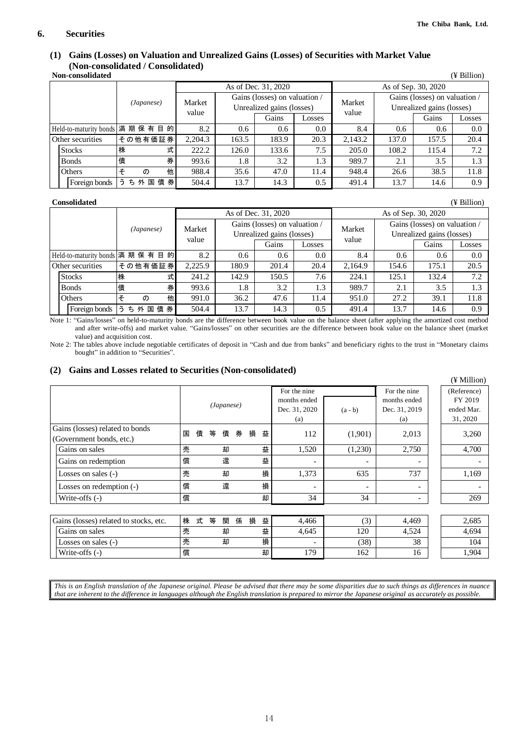## 6. Securities

### (1) Gains (Losses) on Valuation and Unrealized Gains (Losses) of Securities with Market Value (Non-consolidated / Consolidated)

**Non-consolidated** (¥ Billion)

| | (Japanese) | As of Dec. 31, 2020 | | | | As of Sep. 30, 2020 | | | |
|---|---|---|---|---|---|---|---|---|---|
| | | Market value | Gains (losses) on valuation / Unrealized gains (losses) | Gains | Losses | Market value | Gains (losses) on valuation / Unrealized gains (losses) | Gains | Losses |
| Held-to-maturity bonds | 満期保有目的 | 8.2 | 0.6 | 0.6 | 0.0 | 8.4 | 0.6 | 0.6 | 0.0 |
| Other securities | その他有価証券 | 2,204.3 | 163.5 | 183.9 | 20.3 | 2,143.2 | 137.0 | 157.5 | 20.4 |
| Stocks | 株式 | 222.2 | 126.0 | 133.6 | 7.5 | 205.0 | 108.2 | 115.4 | 7.2 |
| Bonds | 債券 | 993.6 | 1.8 | 3.2 | 1.3 | 989.7 | 2.1 | 3.5 | 1.3 |
| Others | その他 | 988.4 | 35.6 | 47.0 | 11.4 | 948.4 | 26.6 | 38.5 | 11.8 |
| Foreign bonds | うち外国債券 | 504.4 | 13.7 | 14.3 | 0.5 | 491.4 | 13.7 | 14.6 | 0.9 |

**Consolidated** (¥ Billion)

| | (Japanese) | As of Dec. 31, 2020 | | | | As of Sep. 30, 2020 | | | |
|---|---|---|---|---|---|---|---|---|---|
| | | Market value | Gains (losses) on valuation / Unrealized gains (losses) | Gains | Losses | Market value | Gains (losses) on valuation / Unrealized gains (losses) | Gains | Losses |
| Held-to-maturity bonds | 満期保有目的 | 8.2 | 0.6 | 0.6 | 0.0 | 8.4 | 0.6 | 0.6 | 0.0 |
| Other securities | その他有価証券 | 2,225.9 | 180.9 | 201.4 | 20.4 | 2,164.9 | 154.6 | 175.1 | 20.5 |
| Stocks | 株式 | 241.2 | 142.9 | 150.5 | 7.6 | 224.1 | 125.1 | 132.4 | 7.2 |
| Bonds | 債券 | 993.6 | 1.8 | 3.2 | 1.3 | 989.7 | 2.1 | 3.5 | 1.3 |
| Others | その他 | 991.0 | 36.2 | 47.6 | 11.4 | 951.0 | 27.2 | 39.1 | 11.8 |
| Foreign bonds | うち外国債券 | 504.4 | 13.7 | 14.3 | 0.5 | 491.4 | 13.7 | 14.6 | 0.9 |

Note 1: "Gains/losses" on held-to-maturity bonds are the difference between book value on the balance sheet (after applying the amortized cost method and after write-offs) and market value. "Gains/losses" on other securities are the difference between book value on the balance sheet (market value) and acquisition cost.

Note 2: The tables above include negotiable certificates of deposit in "Cash and due from banks" and beneficiary rights to the trust in "Monetary claims bought" in addition to "Securities".

### (2) Gains and Losses related to Securities (Non-consolidated)

(¥ Million)

| | (Japanese) | For the nine months ended Dec. 31, 2020 (a) | (a - b) | For the nine months ended Dec. 31, 2019 (a) | (Reference) FY 2019 ended Mar. 31, 2020 |
|---|---|---|---|---|---|
| Gains (losses) related to bonds (Government bonds, etc.) | 国債等債券損益 | 112 | (1,901) | 2,013 | 3,260 |
| Gains on sales | 売却益 | 1,520 | (1,230) | 2,750 | 4,700 |
| Gains on redemption | 償還益 | - | - | - | - |
| Losses on sales (-) | 売却損 | 1,373 | 635 | 737 | 1,169 |
| Losses on redemption (-) | 償還損 | - | - | - | - |
| Write-offs (-) | 償却 | 34 | 34 | - | 269 |

| | (Japanese) | For the nine months ended Dec. 31, 2020 (a) | (a - b) | For the nine months ended Dec. 31, 2019 (a) | (Reference) FY 2019 ended Mar. 31, 2020 |
|---|---|---|---|---|---|
| Gains (losses) related to stocks, etc. | 株式等関係損益 | 4,466 | (3) | 4,469 | 2,685 |
| Gains on sales | 売却益 | 4,645 | 120 | 4,524 | 4,694 |
| Losses on sales (-) | 売却損 | - | (38) | 38 | 104 |
| Write-offs (-) | 償却 | 179 | 162 | 16 | 1,904 |

*This is an English translation of the Japanese original. Please be advised that there may be some disparities due to such things as differences in nuance that are inherent to the difference in languages although the English translation is prepared to mirror the Japanese original as accurately as possible.*